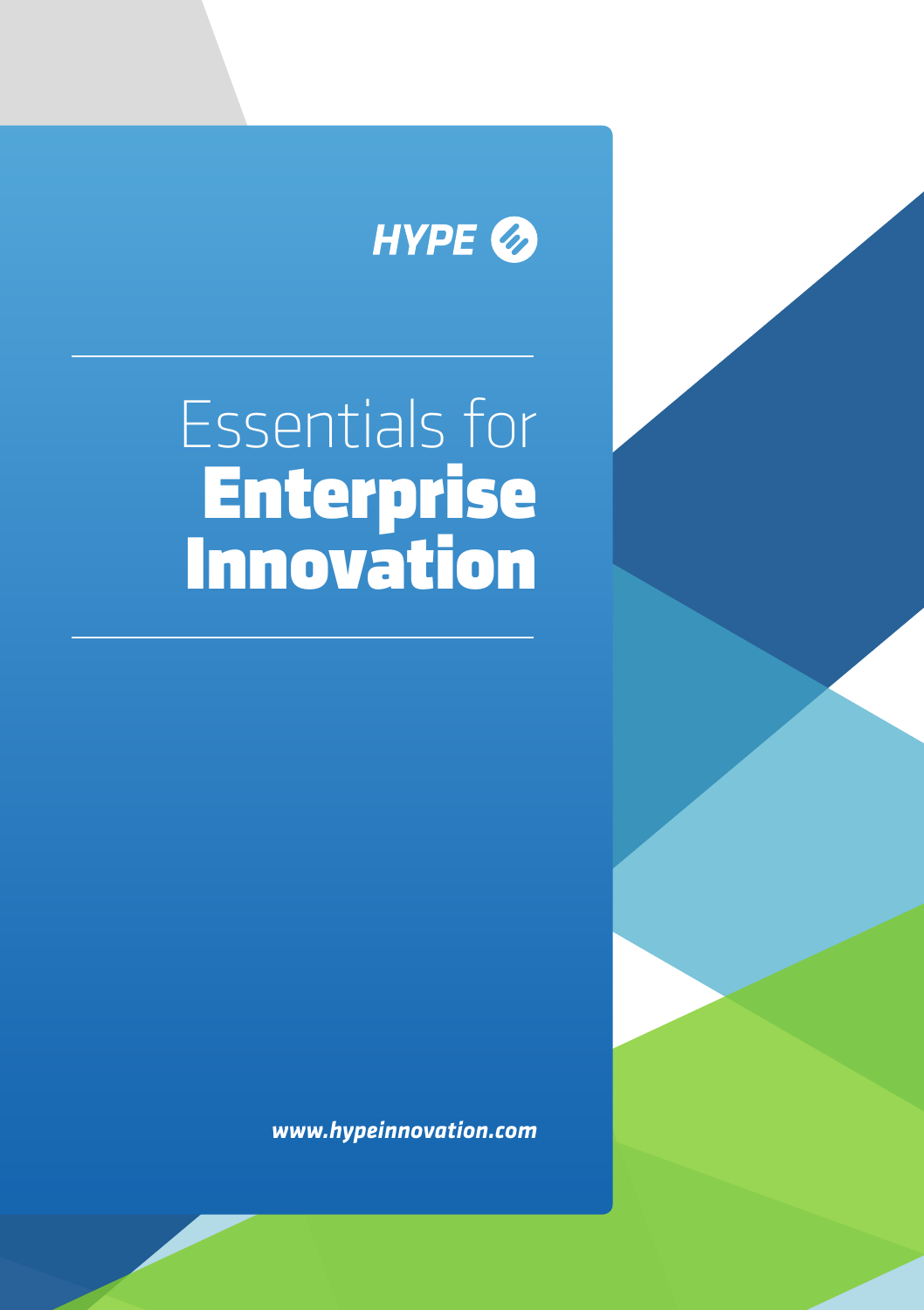HYPE

# Essentials for **Enterprise Innovation**

***www.hypeinnovation.com***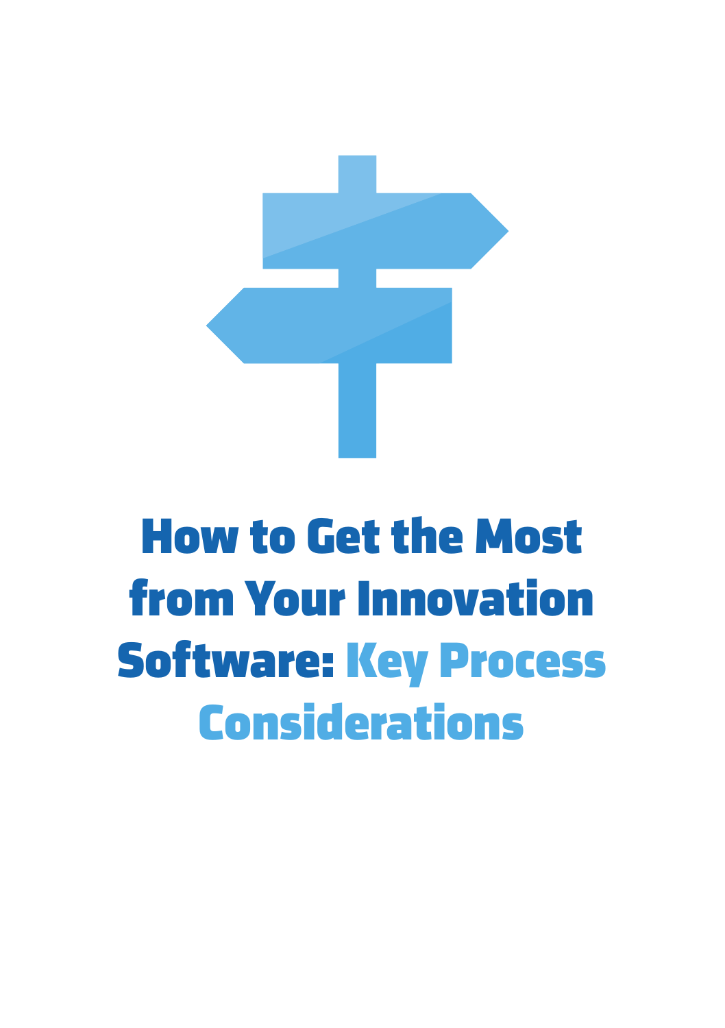# How to Get the Most from Your Innovation Software: Key Process Considerations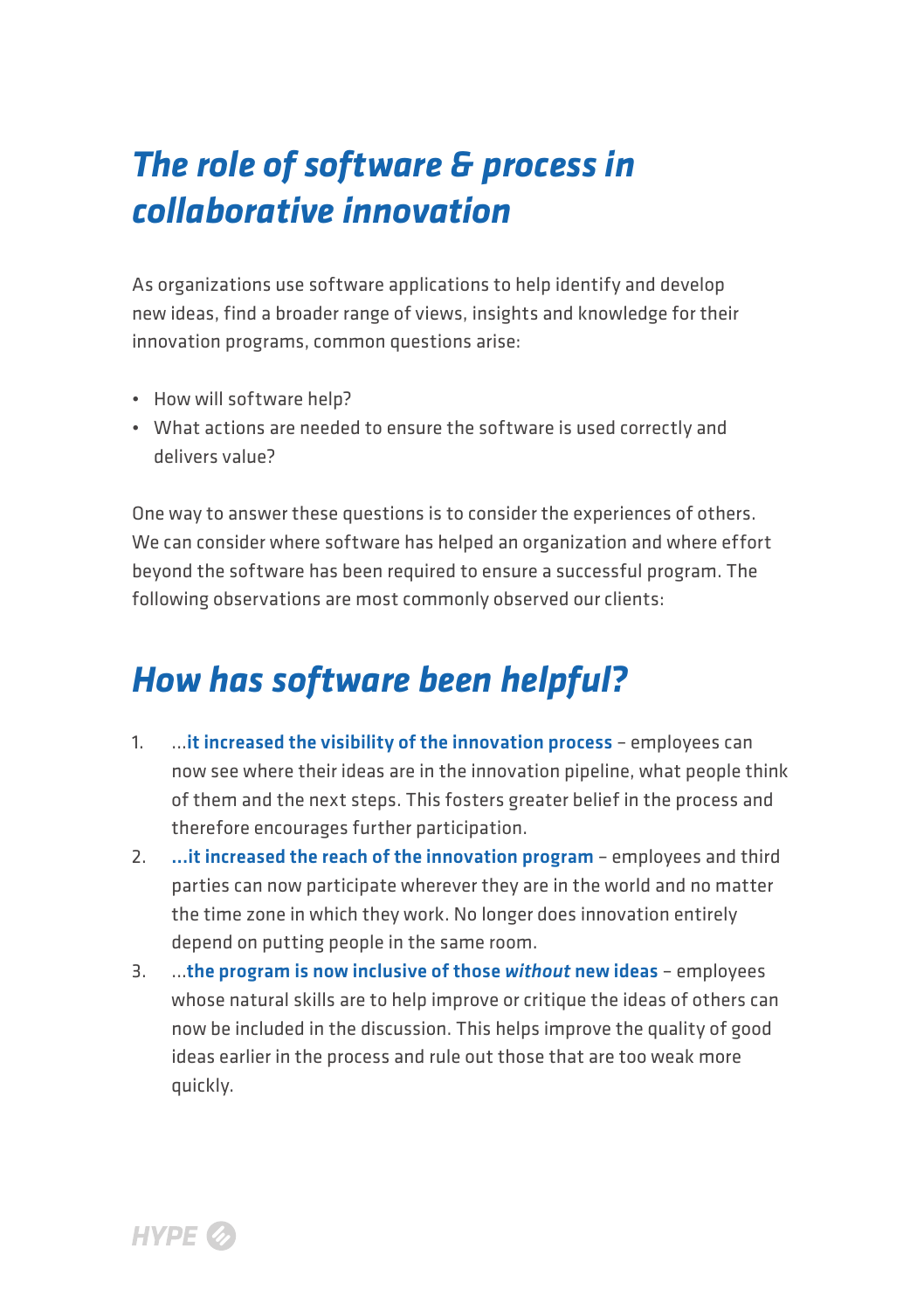# *The role of software & process in collaborative innovation*

As organizations use software applications to help identify and develop new ideas, find a broader range of views, insights and knowledge for their innovation programs, common questions arise:

- How will software help?
- What actions are needed to ensure the software is used correctly and delivers value?

One way to answer these questions is to consider the experiences of others. We can consider where software has helped an organization and where effort beyond the software has been required to ensure a successful program. The following observations are most commonly observed our clients:

## *How has software been helpful?*

1. ...**it increased the visibility of the innovation process** – employees can now see where their ideas are in the innovation pipeline, what people think of them and the next steps. This fosters greater belief in the process and therefore encourages further participation.
2. **...it increased the reach of the innovation program** – employees and third parties can now participate wherever they are in the world and no matter the time zone in which they work. No longer does innovation entirely depend on putting people in the same room.
3. ...**the program is now inclusive of those *without* new ideas** – employees whose natural skills are to help improve or critique the ideas of others can now be included in the discussion. This helps improve the quality of good ideas earlier in the process and rule out those that are too weak more quickly.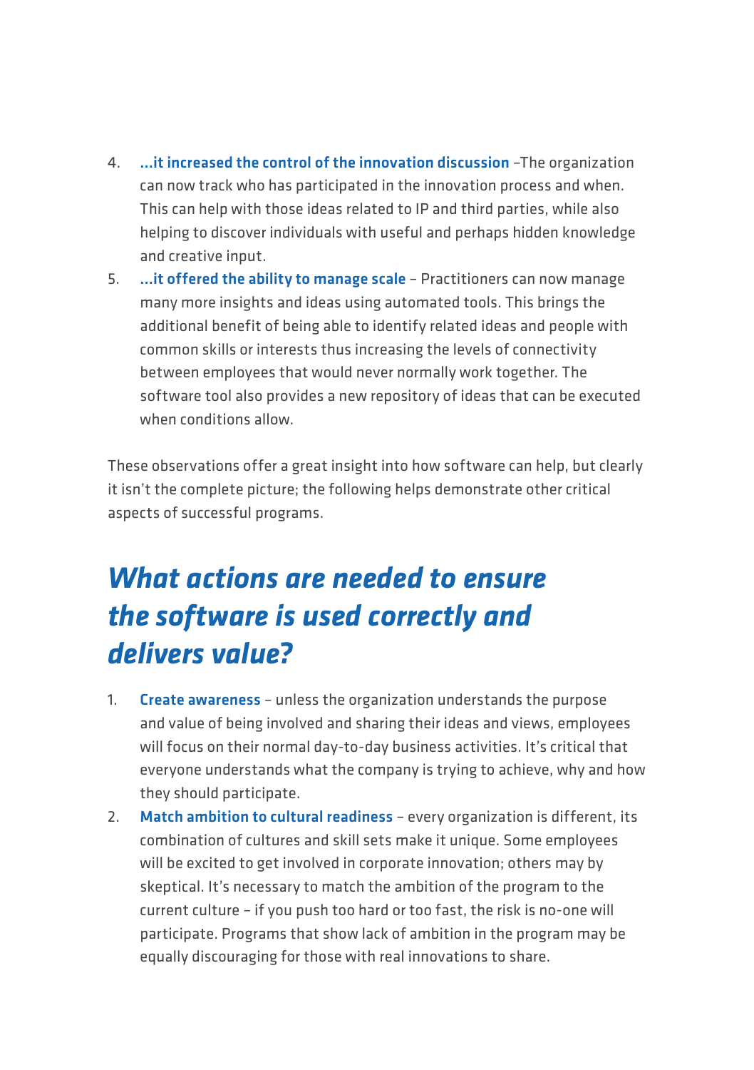4. **...it increased the control of the innovation discussion** –The organization can now track who has participated in the innovation process and when. This can help with those ideas related to IP and third parties, while also helping to discover individuals with useful and perhaps hidden knowledge and creative input.
5. **...it offered the ability to manage scale** – Practitioners can now manage many more insights and ideas using automated tools. This brings the additional benefit of being able to identify related ideas and people with common skills or interests thus increasing the levels of connectivity between employees that would never normally work together. The software tool also provides a new repository of ideas that can be executed when conditions allow.

These observations offer a great insight into how software can help, but clearly it isn't the complete picture; the following helps demonstrate other critical aspects of successful programs.

## *What actions are needed to ensure the software is used correctly and delivers value?*

1. **Create awareness** – unless the organization understands the purpose and value of being involved and sharing their ideas and views, employees will focus on their normal day-to-day business activities. It's critical that everyone understands what the company is trying to achieve, why and how they should participate.
2. **Match ambition to cultural readiness** – every organization is different, its combination of cultures and skill sets make it unique. Some employees will be excited to get involved in corporate innovation; others may by skeptical. It's necessary to match the ambition of the program to the current culture – if you push too hard or too fast, the risk is no-one will participate. Programs that show lack of ambition in the program may be equally discouraging for those with real innovations to share.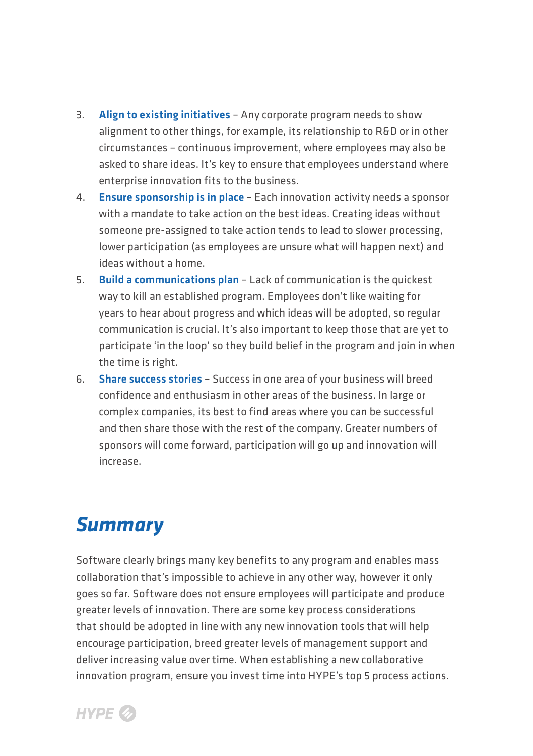3. **Align to existing initiatives** – Any corporate program needs to show alignment to other things, for example, its relationship to R&D or in other circumstances – continuous improvement, where employees may also be asked to share ideas. It's key to ensure that employees understand where enterprise innovation fits to the business.
4. **Ensure sponsorship is in place** – Each innovation activity needs a sponsor with a mandate to take action on the best ideas. Creating ideas without someone pre-assigned to take action tends to lead to slower processing, lower participation (as employees are unsure what will happen next) and ideas without a home.
5. **Build a communications plan** – Lack of communication is the quickest way to kill an established program. Employees don't like waiting for years to hear about progress and which ideas will be adopted, so regular communication is crucial. It's also important to keep those that are yet to participate 'in the loop' so they build belief in the program and join in when the time is right.
6. **Share success stories** – Success in one area of your business will breed confidence and enthusiasm in other areas of the business. In large or complex companies, its best to find areas where you can be successful and then share those with the rest of the company. Greater numbers of sponsors will come forward, participation will go up and innovation will increase.

## *Summary*

Software clearly brings many key benefits to any program and enables mass collaboration that's impossible to achieve in any other way, however it only goes so far. Software does not ensure employees will participate and produce greater levels of innovation. There are some key process considerations that should be adopted in line with any new innovation tools that will help encourage participation, breed greater levels of management support and deliver increasing value over time. When establishing a new collaborative innovation program, ensure you invest time into HYPE's top 5 process actions.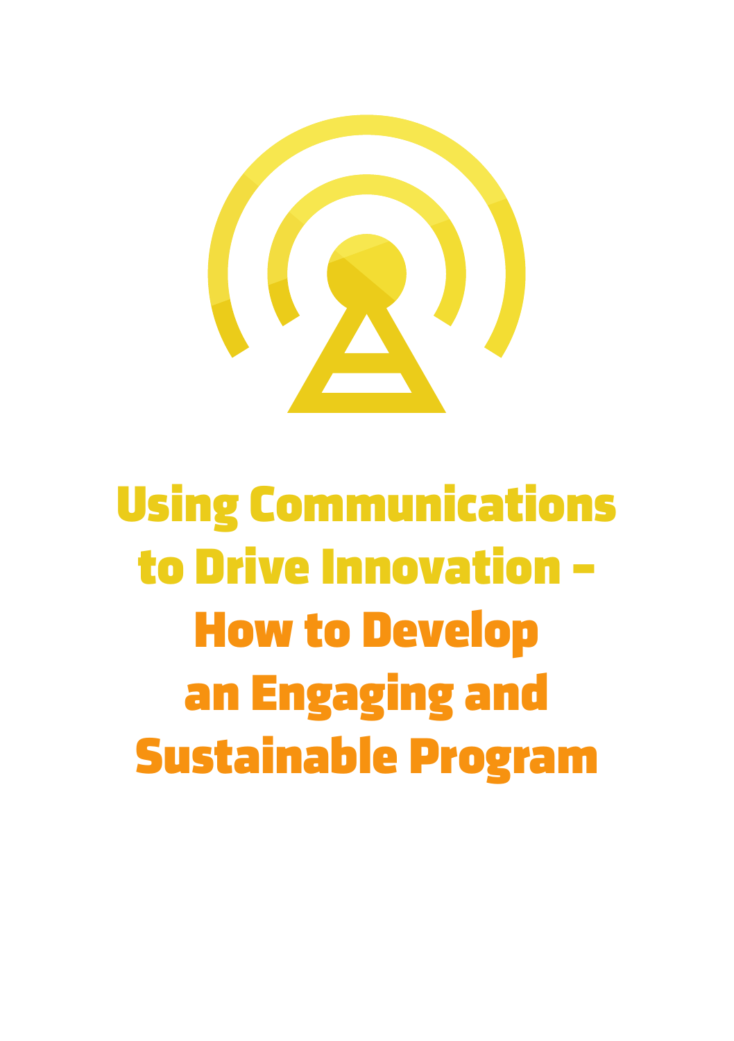# Using Communications to Drive Innovation – How to Develop an Engaging and Sustainable Program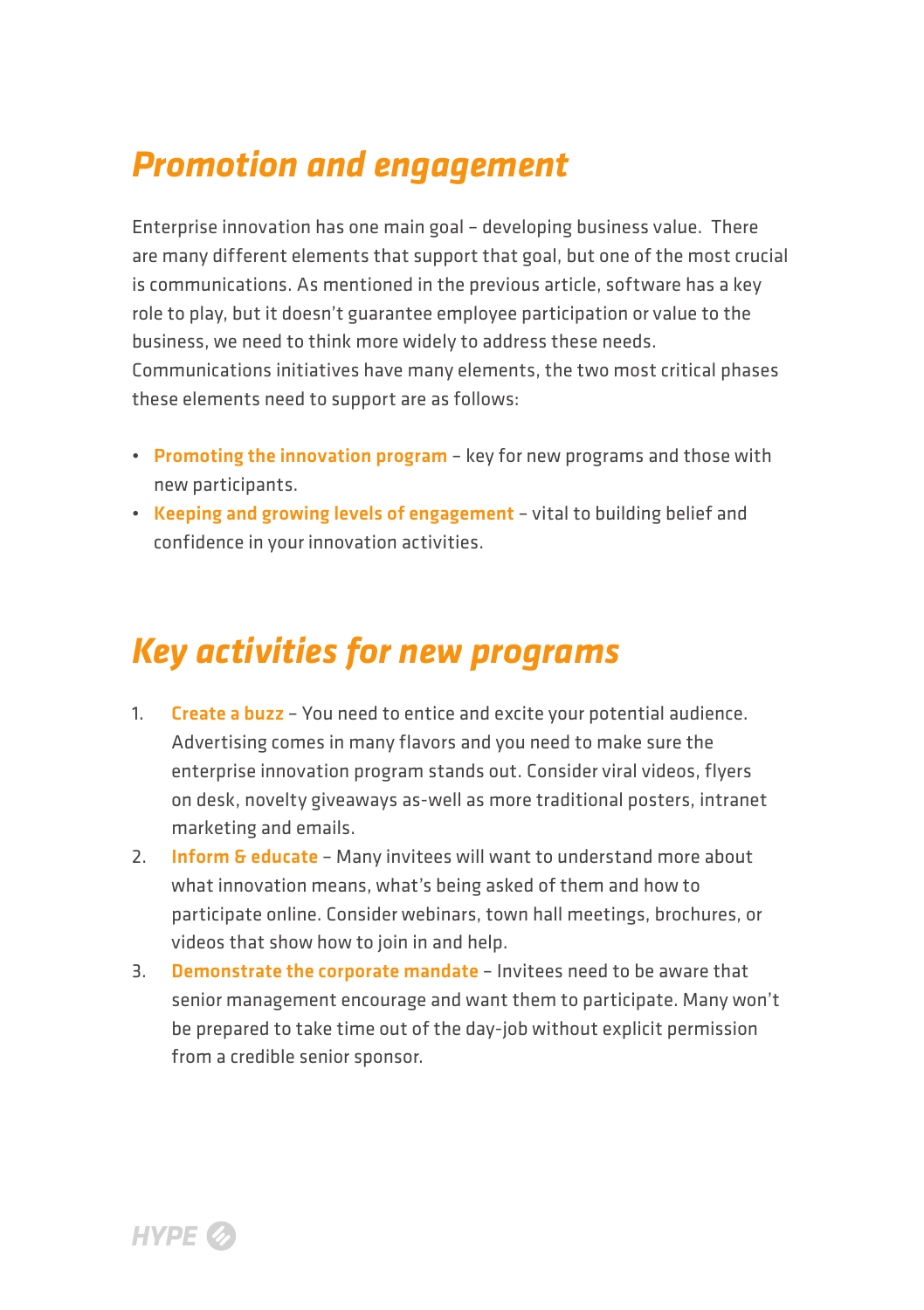## Promotion and engagement

Enterprise innovation has one main goal – developing business value.  There are many different elements that support that goal, but one of the most crucial is communications. As mentioned in the previous article, software has a key role to play, but it doesn't guarantee employee participation or value to the business, we need to think more widely to address these needs. Communications initiatives have many elements, the two most critical phases these elements need to support are as follows:

- **Promoting the innovation program** – key for new programs and those with new participants.
- **Keeping and growing levels of engagement** – vital to building belief and confidence in your innovation activities.

## Key activities for new programs

1. **Create a buzz** – You need to entice and excite your potential audience. Advertising comes in many flavors and you need to make sure the enterprise innovation program stands out. Consider viral videos, flyers on desk, novelty giveaways as-well as more traditional posters, intranet marketing and emails.
2. **Inform & educate** – Many invitees will want to understand more about what innovation means, what's being asked of them and how to participate online. Consider webinars, town hall meetings, brochures, or videos that show how to join in and help.
3. **Demonstrate the corporate mandate** – Invitees need to be aware that senior management encourage and want them to participate. Many won't be prepared to take time out of the day-job without explicit permission from a credible senior sponsor.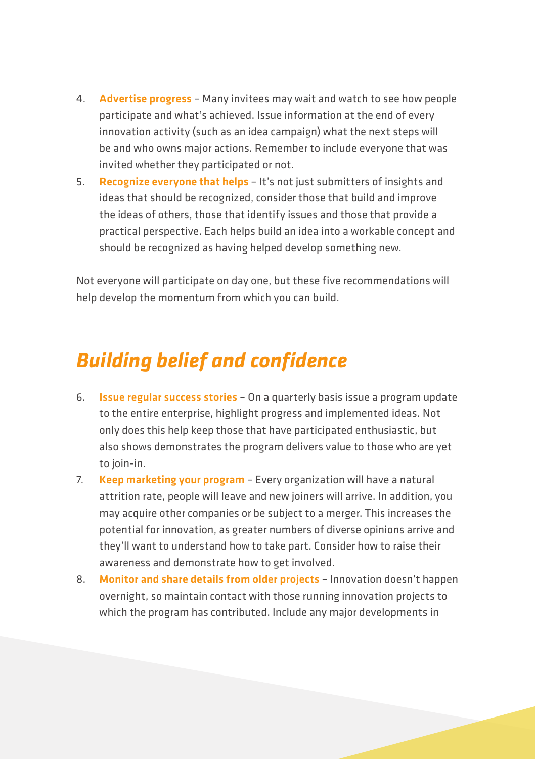4. **Advertise progress** – Many invitees may wait and watch to see how people participate and what's achieved. Issue information at the end of every innovation activity (such as an idea campaign) what the next steps will be and who owns major actions. Remember to include everyone that was invited whether they participated or not.
5. **Recognize everyone that helps** – It's not just submitters of insights and ideas that should be recognized, consider those that build and improve the ideas of others, those that identify issues and those that provide a practical perspective. Each helps build an idea into a workable concept and should be recognized as having helped develop something new.

Not everyone will participate on day one, but these five recommendations will help develop the momentum from which you can build.

## *Building belief and confidence*

6. **Issue regular success stories** – On a quarterly basis issue a program update to the entire enterprise, highlight progress and implemented ideas. Not only does this help keep those that have participated enthusiastic, but also shows demonstrates the program delivers value to those who are yet to join-in.
7. **Keep marketing your program** – Every organization will have a natural attrition rate, people will leave and new joiners will arrive. In addition, you may acquire other companies or be subject to a merger. This increases the potential for innovation, as greater numbers of diverse opinions arrive and they'll want to understand how to take part. Consider how to raise their awareness and demonstrate how to get involved.
8. **Monitor and share details from older projects** – Innovation doesn't happen overnight, so maintain contact with those running innovation projects to which the program has contributed. Include any major developments in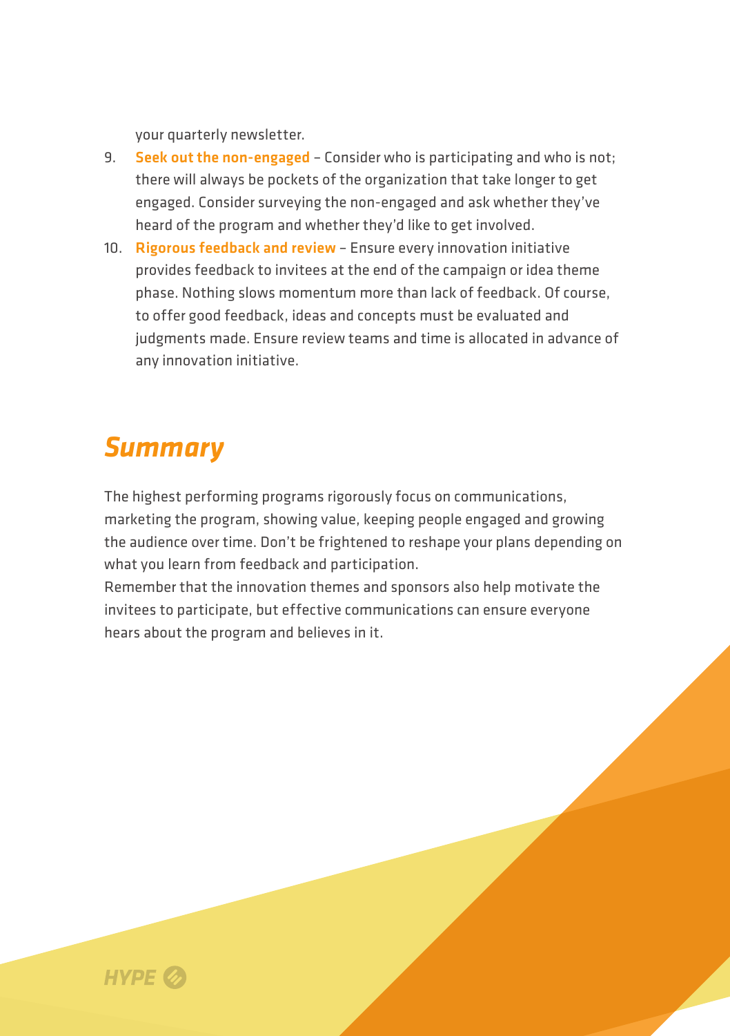your quarterly newsletter.

9. **Seek out the non-engaged** – Consider who is participating and who is not; there will always be pockets of the organization that take longer to get engaged. Consider surveying the non-engaged and ask whether they've heard of the program and whether they'd like to get involved.
10. **Rigorous feedback and review** – Ensure every innovation initiative provides feedback to invitees at the end of the campaign or idea theme phase. Nothing slows momentum more than lack of feedback. Of course, to offer good feedback, ideas and concepts must be evaluated and judgments made. Ensure review teams and time is allocated in advance of any innovation initiative.

## *Summary*

The highest performing programs rigorously focus on communications, marketing the program, showing value, keeping people engaged and growing the audience over time. Don't be frightened to reshape your plans depending on what you learn from feedback and participation.

Remember that the innovation themes and sponsors also help motivate the invitees to participate, but effective communications can ensure everyone hears about the program and believes in it.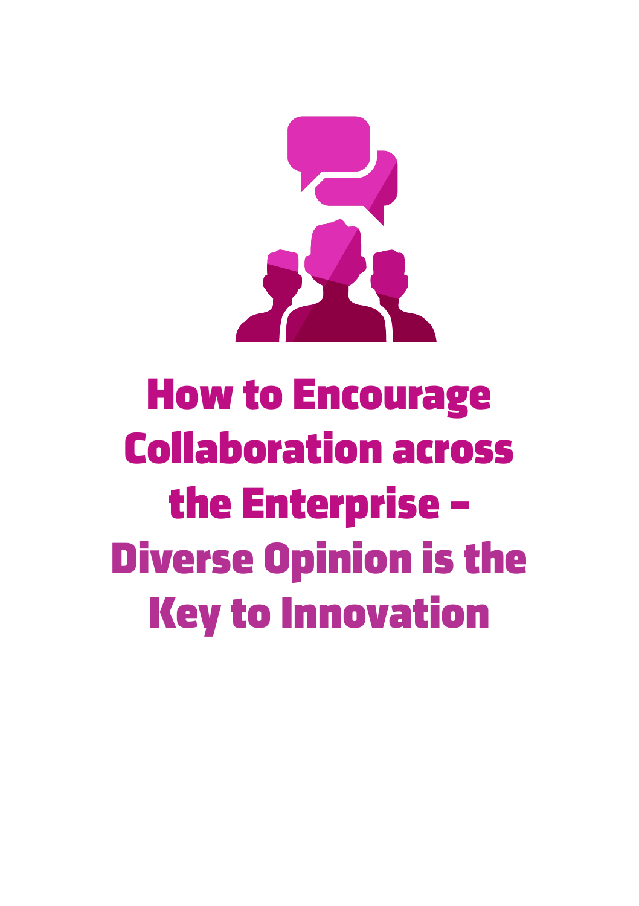# How to Encourage Collaboration across the Enterprise – Diverse Opinion is the Key to Innovation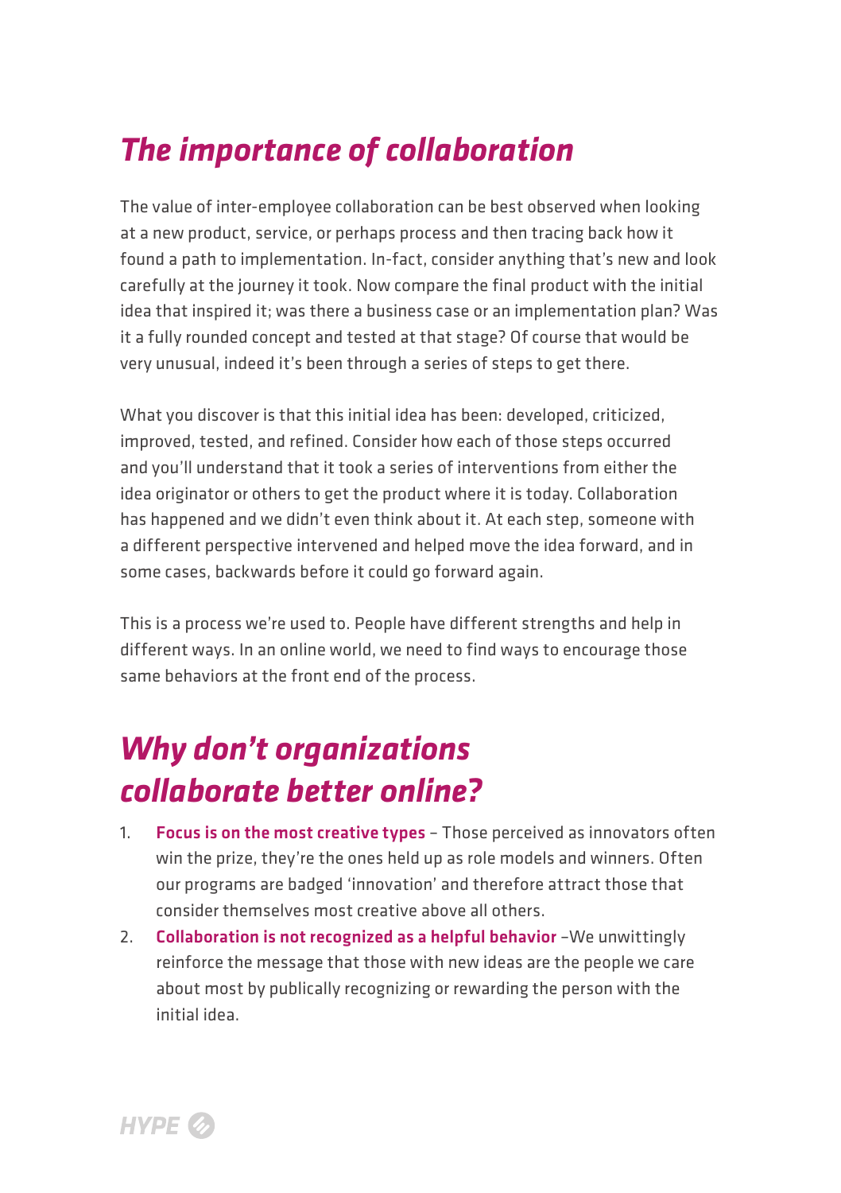## *The importance of collaboration*

The value of inter-employee collaboration can be best observed when looking at a new product, service, or perhaps process and then tracing back how it found a path to implementation. In-fact, consider anything that's new and look carefully at the journey it took. Now compare the final product with the initial idea that inspired it; was there a business case or an implementation plan? Was it a fully rounded concept and tested at that stage? Of course that would be very unusual, indeed it's been through a series of steps to get there.

What you discover is that this initial idea has been: developed, criticized, improved, tested, and refined. Consider how each of those steps occurred and you'll understand that it took a series of interventions from either the idea originator or others to get the product where it is today. Collaboration has happened and we didn't even think about it. At each step, someone with a different perspective intervened and helped move the idea forward, and in some cases, backwards before it could go forward again.

This is a process we're used to. People have different strengths and help in different ways. In an online world, we need to find ways to encourage those same behaviors at the front end of the process.

## *Why don't organizations collaborate better online?*

1. **Focus is on the most creative types** – Those perceived as innovators often win the prize, they're the ones held up as role models and winners. Often our programs are badged 'innovation' and therefore attract those that consider themselves most creative above all others.
2. **Collaboration is not recognized as a helpful behavior** –We unwittingly reinforce the message that those with new ideas are the people we care about most by publically recognizing or rewarding the person with the initial idea.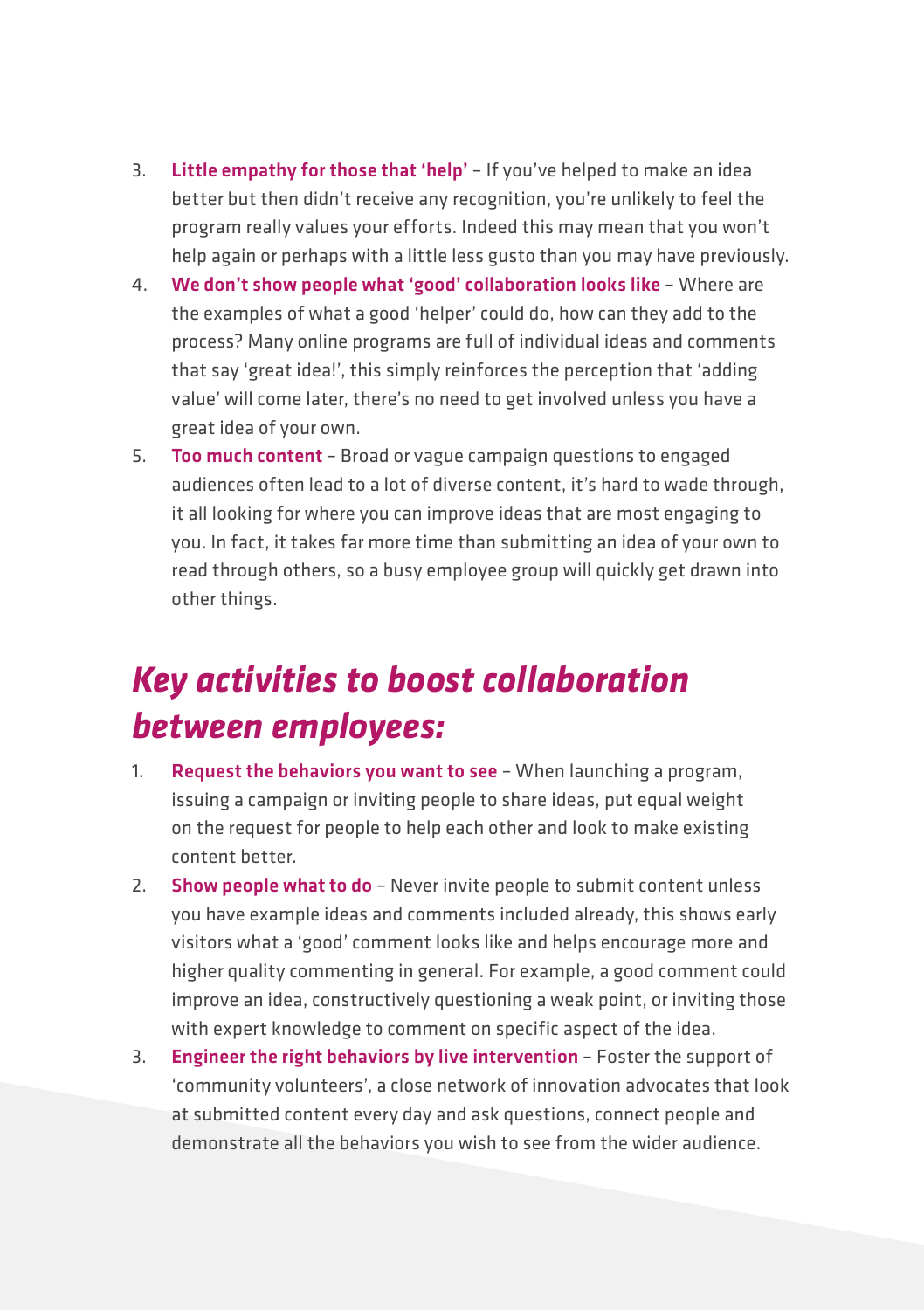3. **Little empathy for those that 'help'** – If you've helped to make an idea better but then didn't receive any recognition, you're unlikely to feel the program really values your efforts. Indeed this may mean that you won't help again or perhaps with a little less gusto than you may have previously.
4. **We don't show people what 'good' collaboration looks like** – Where are the examples of what a good 'helper' could do, how can they add to the process? Many online programs are full of individual ideas and comments that say 'great idea!', this simply reinforces the perception that 'adding value' will come later, there's no need to get involved unless you have a great idea of your own.
5. **Too much content** – Broad or vague campaign questions to engaged audiences often lead to a lot of diverse content, it's hard to wade through, it all looking for where you can improve ideas that are most engaging to you. In fact, it takes far more time than submitting an idea of your own to read through others, so a busy employee group will quickly get drawn into other things.

## *Key activities to boost collaboration between employees:*

1. **Request the behaviors you want to see** – When launching a program, issuing a campaign or inviting people to share ideas, put equal weight on the request for people to help each other and look to make existing content better.
2. **Show people what to do** – Never invite people to submit content unless you have example ideas and comments included already, this shows early visitors what a 'good' comment looks like and helps encourage more and higher quality commenting in general. For example, a good comment could improve an idea, constructively questioning a weak point, or inviting those with expert knowledge to comment on specific aspect of the idea.
3. **Engineer the right behaviors by live intervention** – Foster the support of 'community volunteers', a close network of innovation advocates that look at submitted content every day and ask questions, connect people and demonstrate all the behaviors you wish to see from the wider audience.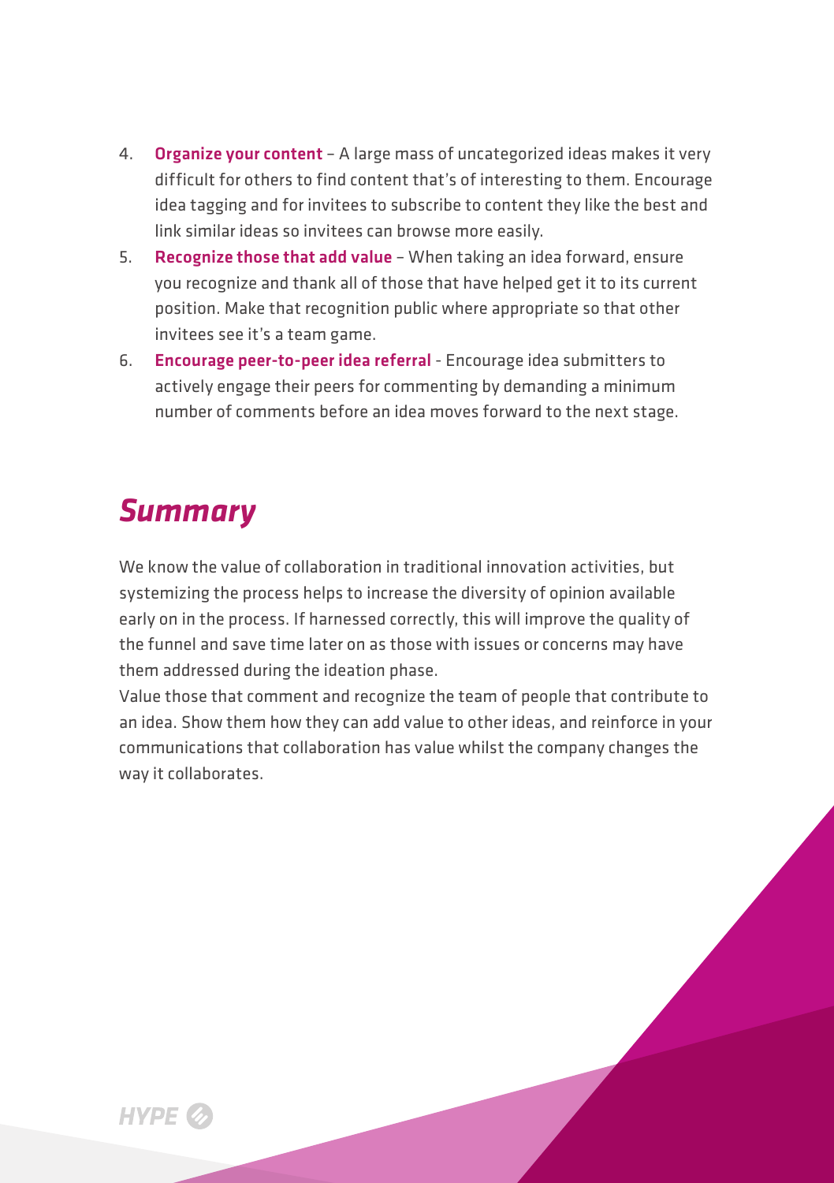4. **Organize your content** – A large mass of uncategorized ideas makes it very difficult for others to find content that's of interesting to them. Encourage idea tagging and for invitees to subscribe to content they like the best and link similar ideas so invitees can browse more easily.
5. **Recognize those that add value** – When taking an idea forward, ensure you recognize and thank all of those that have helped get it to its current position. Make that recognition public where appropriate so that other invitees see it's a team game.
6. **Encourage peer-to-peer idea referral** - Encourage idea submitters to actively engage their peers for commenting by demanding a minimum number of comments before an idea moves forward to the next stage.

## *Summary*

We know the value of collaboration in traditional innovation activities, but systemizing the process helps to increase the diversity of opinion available early on in the process. If harnessed correctly, this will improve the quality of the funnel and save time later on as those with issues or concerns may have them addressed during the ideation phase.

Value those that comment and recognize the team of people that contribute to an idea. Show them how they can add value to other ideas, and reinforce in your communications that collaboration has value whilst the company changes the way it collaborates.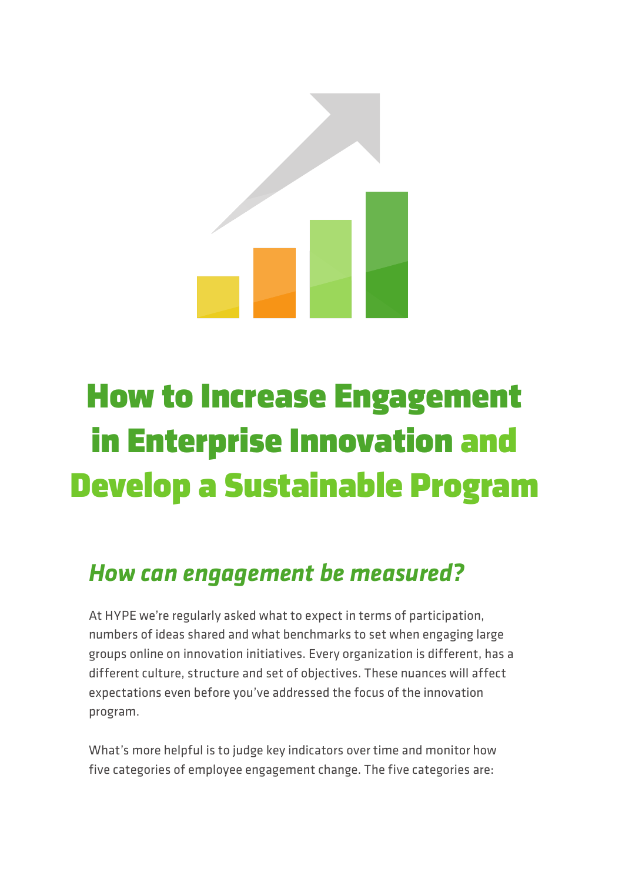# How to Increase Engagement in Enterprise Innovation and Develop a Sustainable Program

## *How can engagement be measured?*

At HYPE we're regularly asked what to expect in terms of participation, numbers of ideas shared and what benchmarks to set when engaging large groups online on innovation initiatives. Every organization is different, has a different culture, structure and set of objectives. These nuances will affect expectations even before you've addressed the focus of the innovation program.

What's more helpful is to judge key indicators over time and monitor how five categories of employee engagement change. The five categories are: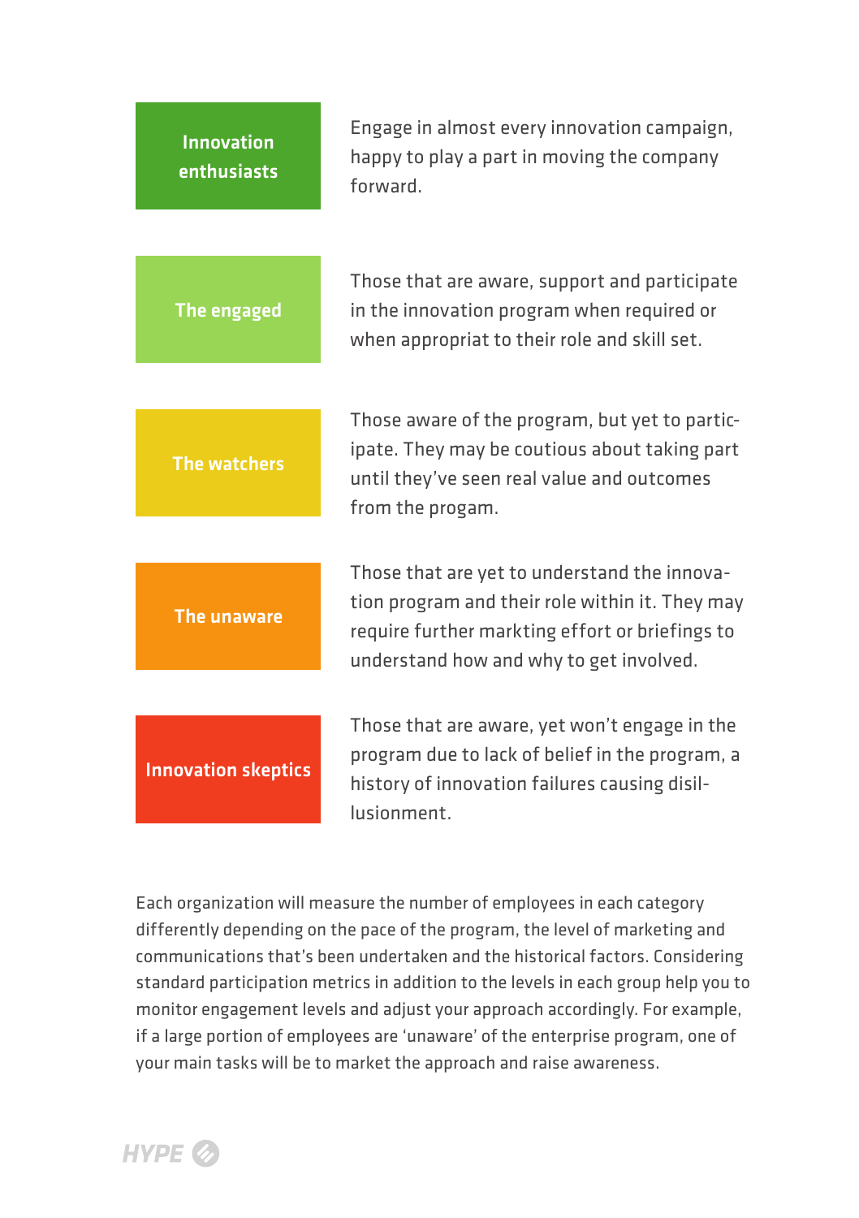**Innovation enthusiasts**

Engage in almost every innovation campaign, happy to play a part in moving the company forward.

**The engaged**

Those that are aware, support and participate in the innovation program when required or when appropriat to their role and skill set.

**The watchers**

Those aware of the program, but yet to participate. They may be coutious about taking part until they've seen real value and outcomes from the progam.

**The unaware**

Those that are yet to understand the innovation program and their role within it. They may require further markting effort or briefings to understand how and why to get involved.

**Innovation skeptics**

Those that are aware, yet won't engage in the program due to lack of belief in the program, a history of innovation failures causing disillusionment.

Each organization will measure the number of employees in each category differently depending on the pace of the program, the level of marketing and communications that's been undertaken and the historical factors. Considering standard participation metrics in addition to the levels in each group help you to monitor engagement levels and adjust your approach accordingly. For example, if a large portion of employees are 'unaware' of the enterprise program, one of your main tasks will be to market the approach and raise awareness.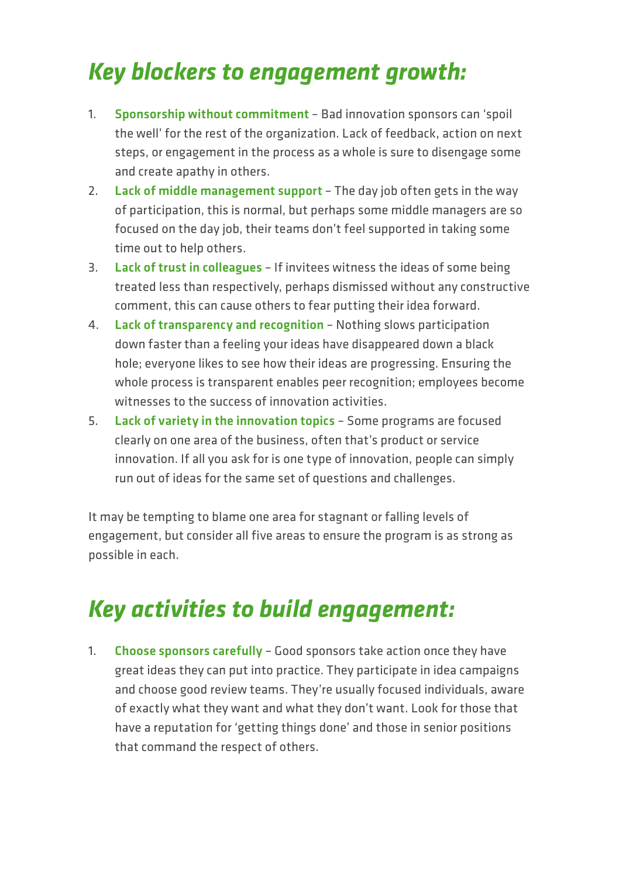## *Key blockers to engagement growth:*

1. **Sponsorship without commitment** – Bad innovation sponsors can 'spoil the well' for the rest of the organization. Lack of feedback, action on next steps, or engagement in the process as a whole is sure to disengage some and create apathy in others.
2. **Lack of middle management support** – The day job often gets in the way of participation, this is normal, but perhaps some middle managers are so focused on the day job, their teams don't feel supported in taking some time out to help others.
3. **Lack of trust in colleagues** – If invitees witness the ideas of some being treated less than respectively, perhaps dismissed without any constructive comment, this can cause others to fear putting their idea forward.
4. **Lack of transparency and recognition** – Nothing slows participation down faster than a feeling your ideas have disappeared down a black hole; everyone likes to see how their ideas are progressing. Ensuring the whole process is transparent enables peer recognition; employees become witnesses to the success of innovation activities.
5. **Lack of variety in the innovation topics** – Some programs are focused clearly on one area of the business, often that's product or service innovation. If all you ask for is one type of innovation, people can simply run out of ideas for the same set of questions and challenges.

It may be tempting to blame one area for stagnant or falling levels of engagement, but consider all five areas to ensure the program is as strong as possible in each.

## *Key activities to build engagement:*

1. **Choose sponsors carefully** – Good sponsors take action once they have great ideas they can put into practice. They participate in idea campaigns and choose good review teams. They're usually focused individuals, aware of exactly what they want and what they don't want. Look for those that have a reputation for 'getting things done' and those in senior positions that command the respect of others.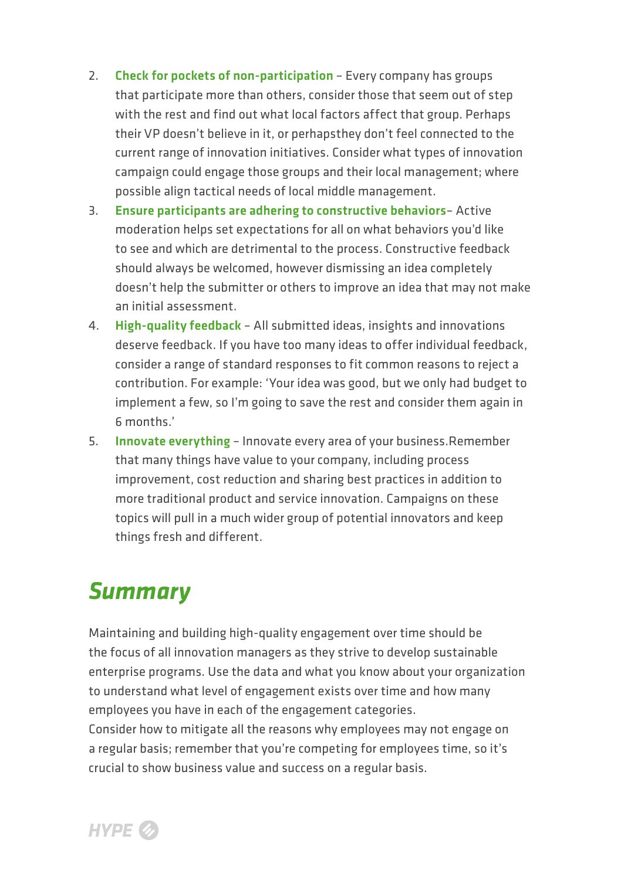2. **Check for pockets of non-participation** – Every company has groups that participate more than others, consider those that seem out of step with the rest and find out what local factors affect that group. Perhaps their VP doesn't believe in it, or perhapsthey don't feel connected to the current range of innovation initiatives. Consider what types of innovation campaign could engage those groups and their local management; where possible align tactical needs of local middle management.
3. **Ensure participants are adhering to constructive behaviors**– Active moderation helps set expectations for all on what behaviors you'd like to see and which are detrimental to the process. Constructive feedback should always be welcomed, however dismissing an idea completely doesn't help the submitter or others to improve an idea that may not make an initial assessment.
4. **High-quality feedback** – All submitted ideas, insights and innovations deserve feedback. If you have too many ideas to offer individual feedback, consider a range of standard responses to fit common reasons to reject a contribution. For example: 'Your idea was good, but we only had budget to implement a few, so I'm going to save the rest and consider them again in 6 months.'
5. **Innovate everything** – Innovate every area of your business.Remember that many things have value to your company, including process improvement, cost reduction and sharing best practices in addition to more traditional product and service innovation. Campaigns on these topics will pull in a much wider group of potential innovators and keep things fresh and different.

## *Summary*

Maintaining and building high-quality engagement over time should be the focus of all innovation managers as they strive to develop sustainable enterprise programs. Use the data and what you know about your organization to understand what level of engagement exists over time and how many employees you have in each of the engagement categories.
Consider how to mitigate all the reasons why employees may not engage on a regular basis; remember that you're competing for employees time, so it's crucial to show business value and success on a regular basis.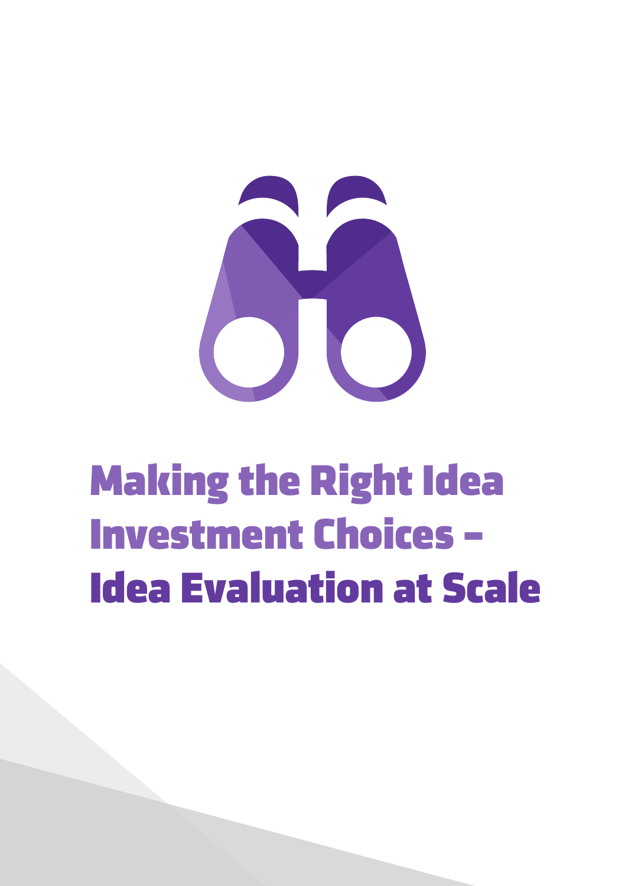# Making the Right Idea Investment Choices – Idea Evaluation at Scale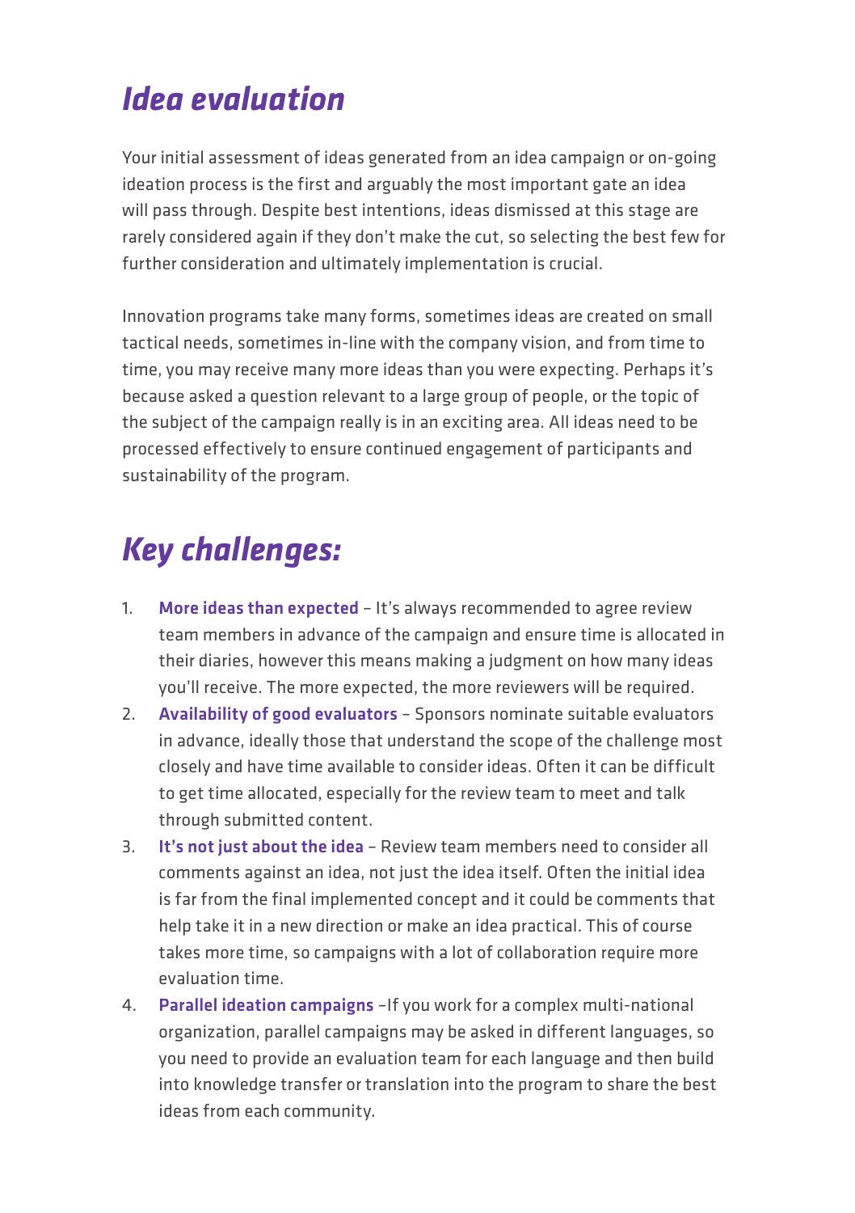# *Idea evaluation*

Your initial assessment of ideas generated from an idea campaign or on-going ideation process is the first and arguably the most important gate an idea will pass through. Despite best intentions, ideas dismissed at this stage are rarely considered again if they don't make the cut, so selecting the best few for further consideration and ultimately implementation is crucial.

Innovation programs take many forms, sometimes ideas are created on small tactical needs, sometimes in-line with the company vision, and from time to time, you may receive many more ideas than you were expecting. Perhaps it's because asked a question relevant to a large group of people, or the topic of the subject of the campaign really is in an exciting area. All ideas need to be processed effectively to ensure continued engagement of participants and sustainability of the program.

## *Key challenges:*

1. **More ideas than expected** – It's always recommended to agree review team members in advance of the campaign and ensure time is allocated in their diaries, however this means making a judgment on how many ideas you'll receive. The more expected, the more reviewers will be required.
2. **Availability of good evaluators** – Sponsors nominate suitable evaluators in advance, ideally those that understand the scope of the challenge most closely and have time available to consider ideas. Often it can be difficult to get time allocated, especially for the review team to meet and talk through submitted content.
3. **It's not just about the idea** – Review team members need to consider all comments against an idea, not just the idea itself. Often the initial idea is far from the final implemented concept and it could be comments that help take it in a new direction or make an idea practical. This of course takes more time, so campaigns with a lot of collaboration require more evaluation time.
4. **Parallel ideation campaigns** –If you work for a complex multi-national organization, parallel campaigns may be asked in different languages, so you need to provide an evaluation team for each language and then build into knowledge transfer or translation into the program to share the best ideas from each community.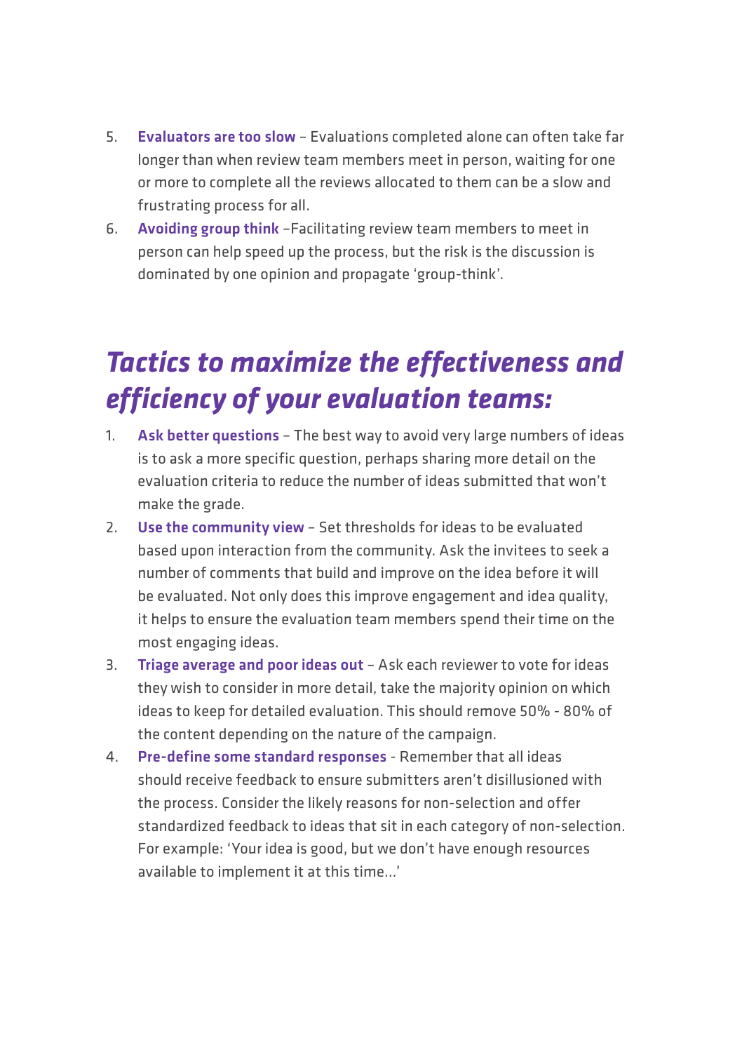5. **Evaluators are too slow** – Evaluations completed alone can often take far longer than when review team members meet in person, waiting for one or more to complete all the reviews allocated to them can be a slow and frustrating process for all.
6. **Avoiding group think** –Facilitating review team members to meet in person can help speed up the process, but the risk is the discussion is dominated by one opinion and propagate 'group-think'.

## *Tactics to maximize the effectiveness and efficiency of your evaluation teams:*

1. **Ask better questions** – The best way to avoid very large numbers of ideas is to ask a more specific question, perhaps sharing more detail on the evaluation criteria to reduce the number of ideas submitted that won't make the grade.
2. **Use the community view** – Set thresholds for ideas to be evaluated based upon interaction from the community. Ask the invitees to seek a number of comments that build and improve on the idea before it will be evaluated. Not only does this improve engagement and idea quality, it helps to ensure the evaluation team members spend their time on the most engaging ideas.
3. **Triage average and poor ideas out** – Ask each reviewer to vote for ideas they wish to consider in more detail, take the majority opinion on which ideas to keep for detailed evaluation. This should remove 50% - 80% of the content depending on the nature of the campaign.
4. **Pre-define some standard responses** - Remember that all ideas should receive feedback to ensure submitters aren't disillusioned with the process. Consider the likely reasons for non-selection and offer standardized feedback to ideas that sit in each category of non-selection. For example: 'Your idea is good, but we don't have enough resources available to implement it at this time…'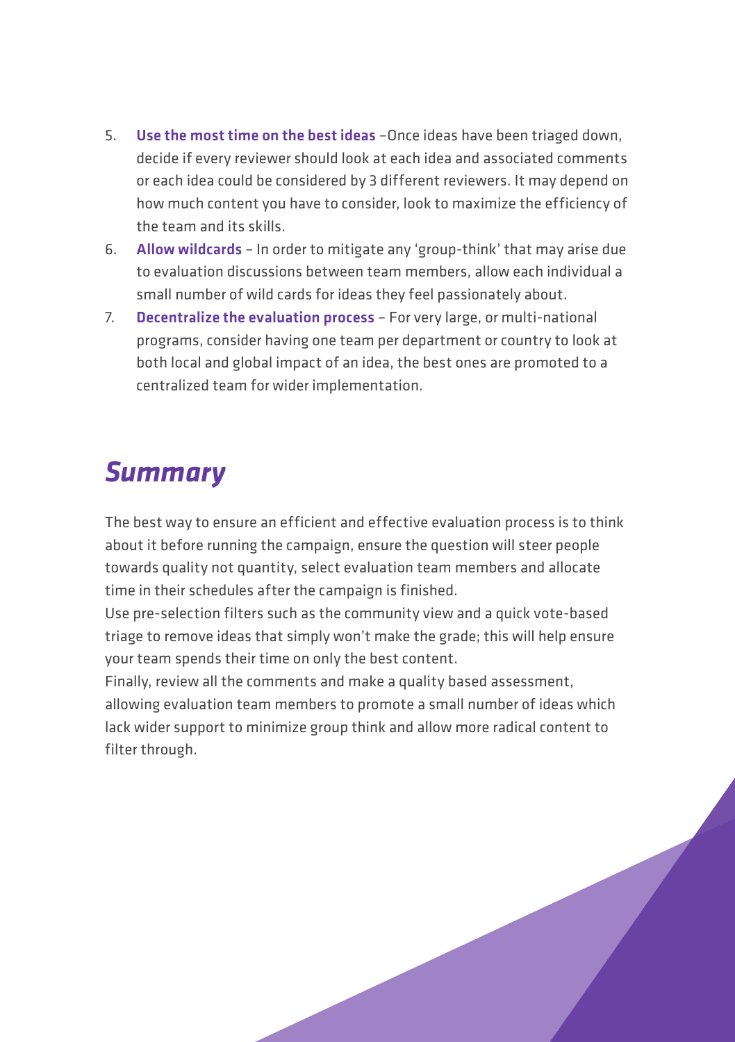5. **Use the most time on the best ideas** –Once ideas have been triaged down, decide if every reviewer should look at each idea and associated comments or each idea could be considered by 3 different reviewers. It may depend on how much content you have to consider, look to maximize the efficiency of the team and its skills.
6. **Allow wildcards** – In order to mitigate any 'group-think' that may arise due to evaluation discussions between team members, allow each individual a small number of wild cards for ideas they feel passionately about.
7. **Decentralize the evaluation process** – For very large, or multi-national programs, consider having one team per department or country to look at both local and global impact of an idea, the best ones are promoted to a centralized team for wider implementation.

## *Summary*

The best way to ensure an efficient and effective evaluation process is to think about it before running the campaign, ensure the question will steer people towards quality not quantity, select evaluation team members and allocate time in their schedules after the campaign is finished.

Use pre-selection filters such as the community view and a quick vote-based triage to remove ideas that simply won't make the grade; this will help ensure your team spends their time on only the best content.

Finally, review all the comments and make a quality based assessment, allowing evaluation team members to promote a small number of ideas which lack wider support to minimize group think and allow more radical content to filter through.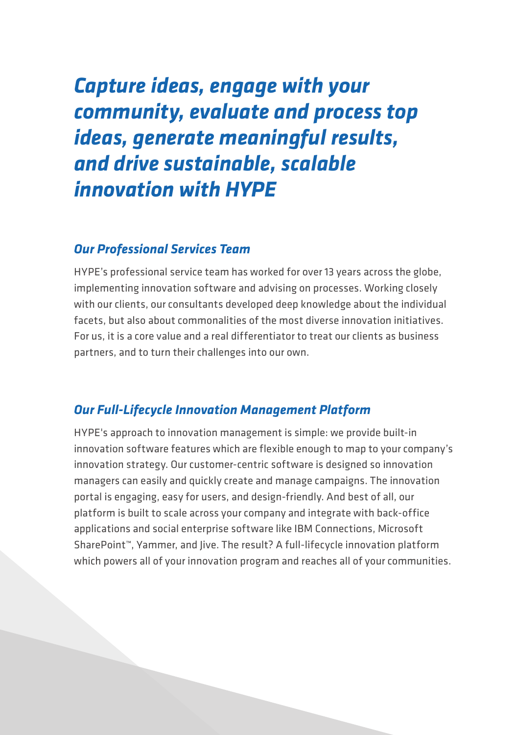# *Capture ideas, engage with your community, evaluate and process top ideas, generate meaningful results, and drive sustainable, scalable innovation with HYPE*

## *Our Professional Services Team*

HYPE's professional service team has worked for over 13 years across the globe, implementing innovation software and advising on processes. Working closely with our clients, our consultants developed deep knowledge about the individual facets, but also about commonalities of the most diverse innovation initiatives. For us, it is a core value and a real differentiator to treat our clients as business partners, and to turn their challenges into our own.

## *Our Full-Lifecycle Innovation Management Platform*

HYPE's approach to innovation management is simple: we provide built-in innovation software features which are flexible enough to map to your company's innovation strategy. Our customer-centric software is designed so innovation managers can easily and quickly create and manage campaigns. The innovation portal is engaging, easy for users, and design-friendly. And best of all, our platform is built to scale across your company and integrate with back-office applications and social enterprise software like IBM Connections, Microsoft SharePoint™, Yammer, and Jive. The result? A full-lifecycle innovation platform which powers all of your innovation program and reaches all of your communities.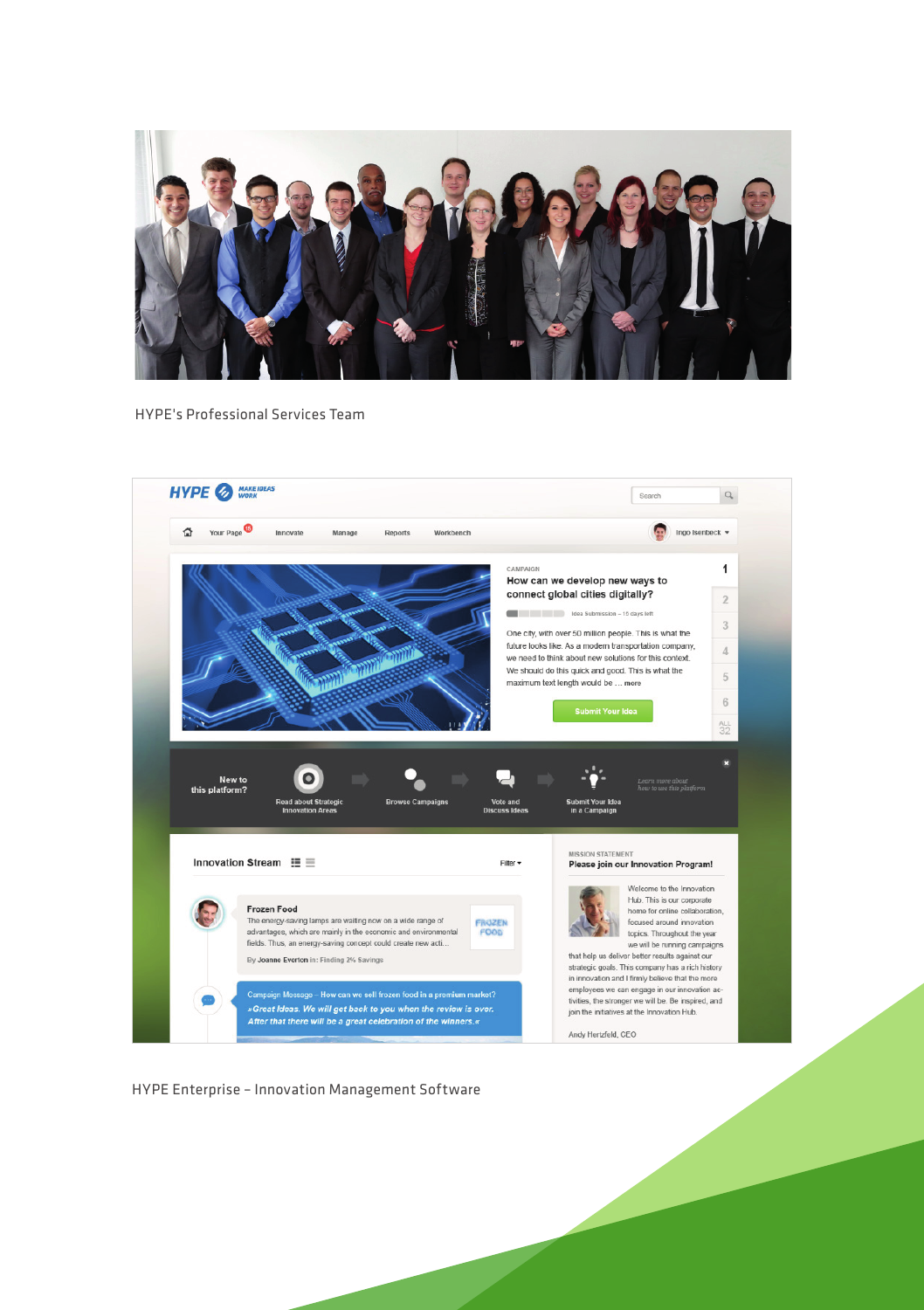HYPE's Professional Services Team

HYPE Enterprise – Innovation Management Software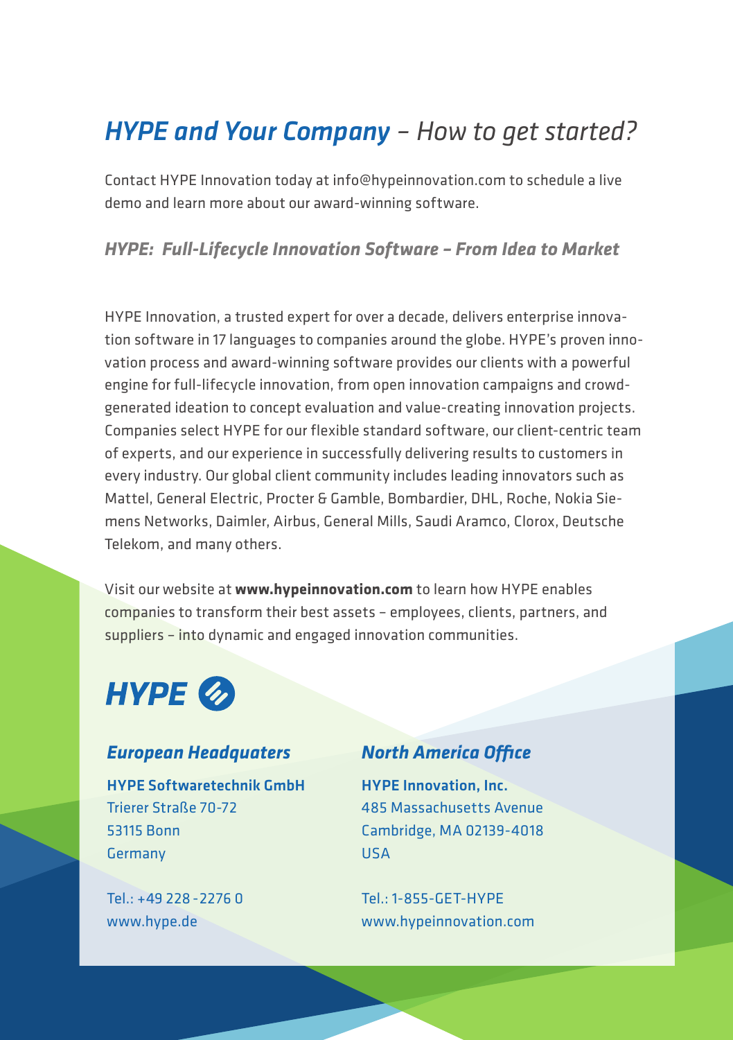## *HYPE and Your Company – How to get started?*

Contact HYPE Innovation today at info@hypeinnovation.com to schedule a live demo and learn more about our award-winning software.

### *HYPE: Full-Lifecycle Innovation Software – From Idea to Market*

HYPE Innovation, a trusted expert for over a decade, delivers enterprise innovation software in 17 languages to companies around the globe. HYPE's proven innovation process and award-winning software provides our clients with a powerful engine for full-lifecycle innovation, from open innovation campaigns and crowd-generated ideation to concept evaluation and value-creating innovation projects. Companies select HYPE for our flexible standard software, our client-centric team of experts, and our experience in successfully delivering results to customers in every industry. Our global client community includes leading innovators such as Mattel, General Electric, Procter & Gamble, Bombardier, DHL, Roche, Nokia Siemens Networks, Daimler, Airbus, General Mills, Saudi Aramco, Clorox, Deutsche Telekom, and many others.

Visit our website at **www.hypeinnovation.com** to learn how HYPE enables companies to transform their best assets – employees, clients, partners, and suppliers – into dynamic and engaged innovation communities.

**HYPE**

### *European Headquaters*

**HYPE Softwaretechnik GmbH**
Trierer Straße 70-72
53115 Bonn
Germany

Tel.: +49 228 -2276 0
www.hype.de

### *North America Office*

**HYPE Innovation, Inc.**
485 Massachusetts Avenue
Cambridge, MA 02139-4018
USA

Tel.: 1-855-GET-HYPE
www.hypeinnovation.com